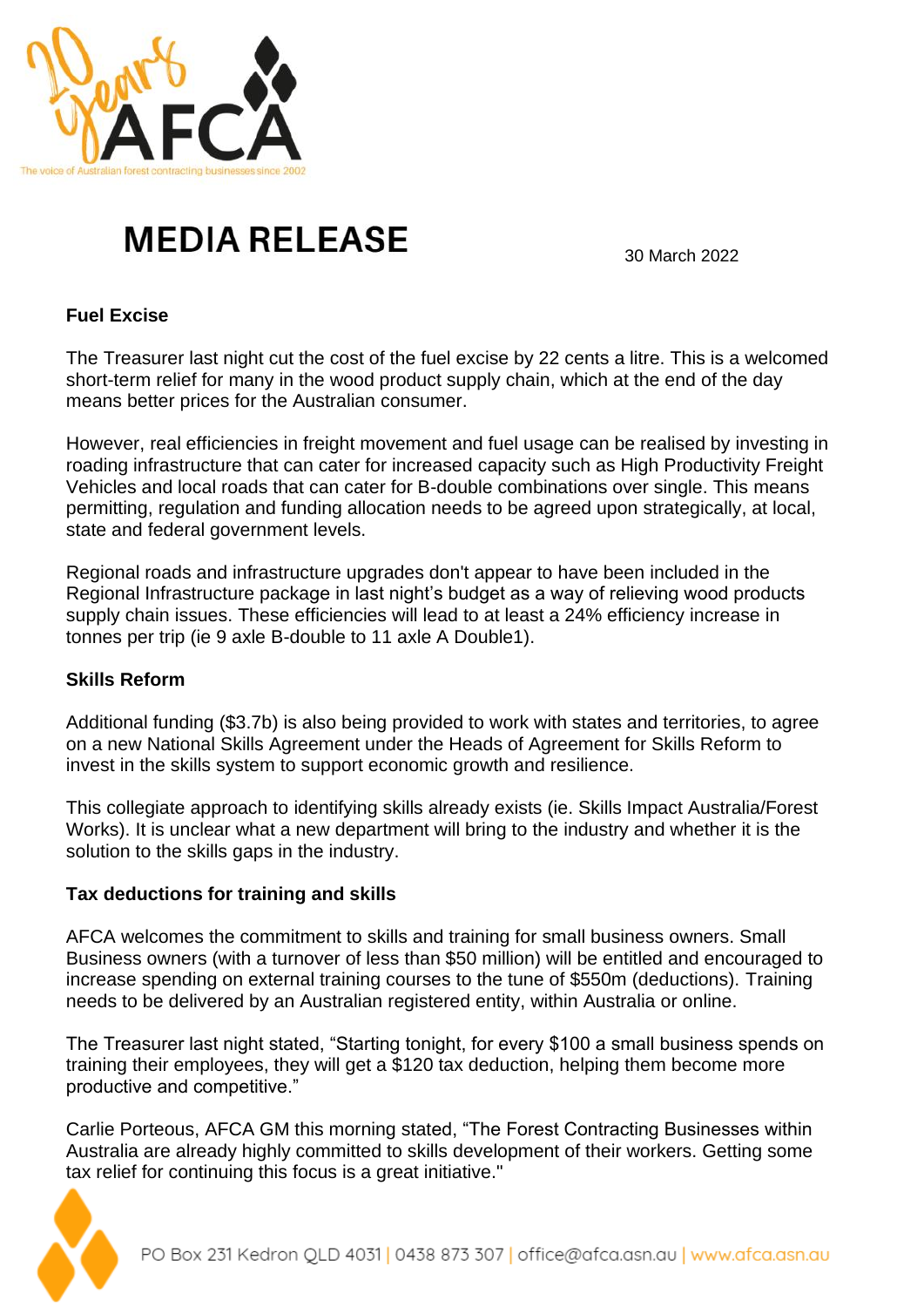# MEDIA RELEASE

30 March 2022

**Fuel Excise**

The Treasurer last night cut the cost of the fuel excise by 22 cents a litre. This is a welcomed short-term relief for many in the wood product supply chain, which at the end of the day means better prices for the Australian consumer.

However, real efficiencies in freight movement and fuel usage can be realised by investing in roading infrastructure that can cater for increased capacity such as High Productivity Freight Vehicles and local roads that can cater for B-double combinations over single. This means permitting, regulation and funding allocation needs to be agreed upon strategically, at local, state and federal government levels.

Regional roads and infrastructure upgrades don't appear to have been included in the Regional Infrastructure package in last night's budget as a way of relieving wood products supply chain issues. These efficiencies will lead to at least a 24% efficiency increase in tonnes per trip (ie 9 axle B-double to 11 axle A Double1).

**Skills Reform**

Additional funding ($3.7b) is also being provided to work with states and territories, to agree on a new National Skills Agreement under the Heads of Agreement for Skills Reform to invest in the skills system to support economic growth and resilience.

This collegiate approach to identifying skills already exists (ie. Skills Impact Australia/Forest Works). It is unclear what a new department will bring to the industry and whether it is the solution to the skills gaps in the industry.

**Tax deductions for training and skills**

AFCA welcomes the commitment to skills and training for small business owners. Small Business owners (with a turnover of less than $50 million) will be entitled and encouraged to increase spending on external training courses to the tune of $550m (deductions). Training needs to be delivered by an Australian registered entity, within Australia or online.

The Treasurer last night stated, "Starting tonight, for every $100 a small business spends on training their employees, they will get a $120 tax deduction, helping them become more productive and competitive."

Carlie Porteous, AFCA GM this morning stated, "The Forest Contracting Businesses within Australia are already highly committed to skills development of their workers. Getting some tax relief for continuing this focus is a great initiative."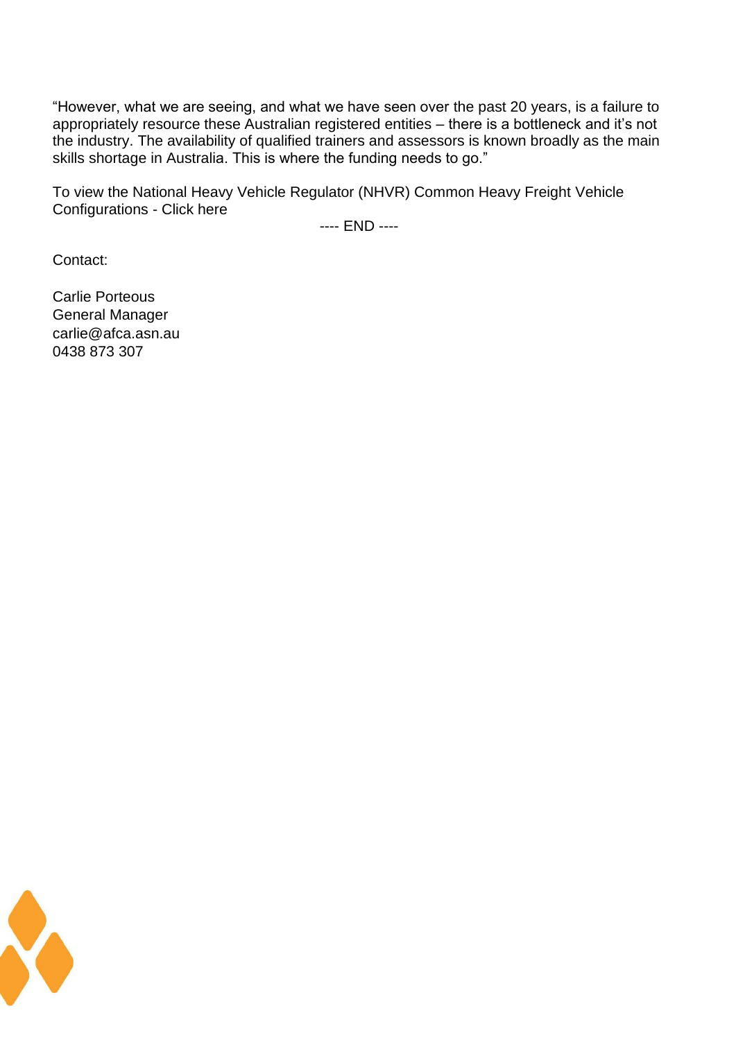"However, what we are seeing, and what we have seen over the past 20 years, is a failure to appropriately resource these Australian registered entities – there is a bottleneck and it's not the industry. The availability of qualified trainers and assessors is known broadly as the main skills shortage in Australia. This is where the funding needs to go."

To view the National Heavy Vehicle Regulator (NHVR) Common Heavy Freight Vehicle Configurations - Click here

---- END ----

Contact:

Carlie Porteous
General Manager
carlie@afca.asn.au
0438 873 307